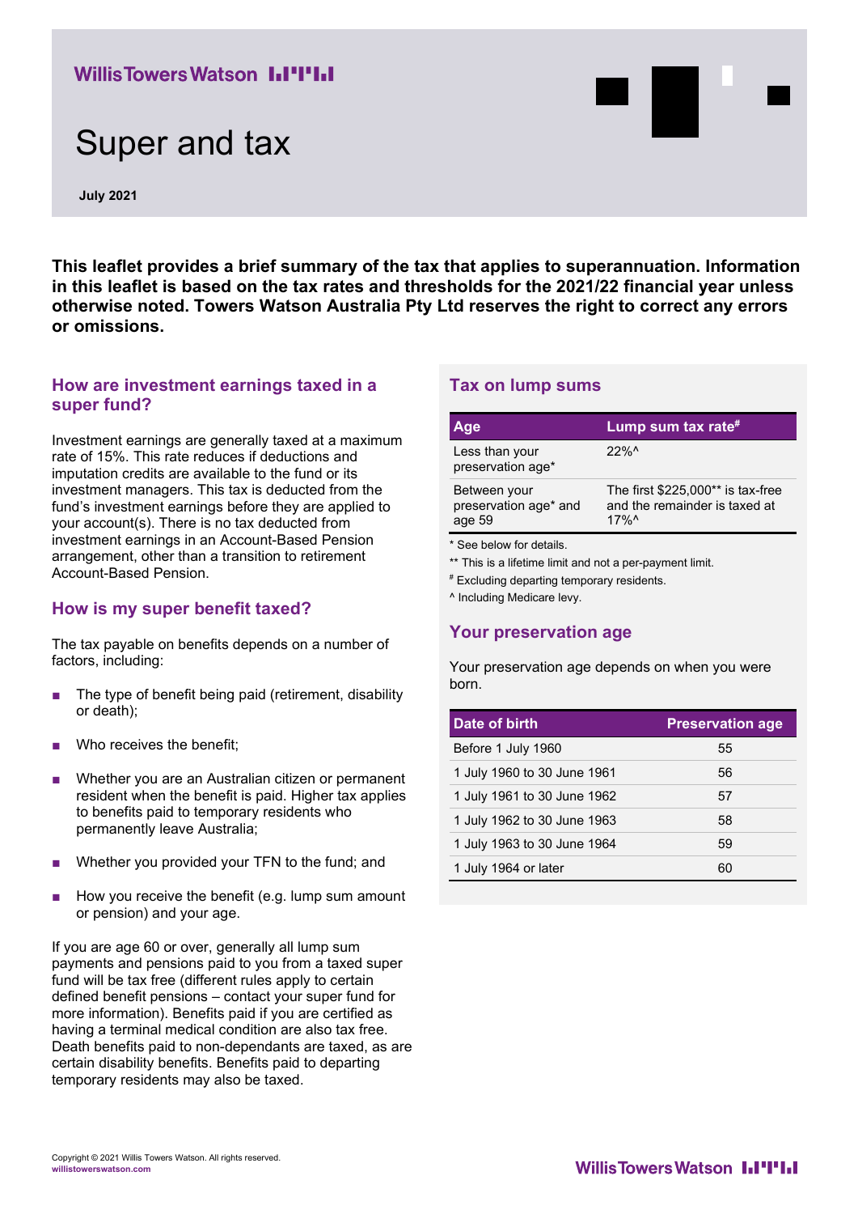# Super and tax

**July 2021**

**This leaflet provides a brief summary of the tax that applies to superannuation. Information in this leaflet is based on the tax rates and thresholds for the 2021/22 financial year unless otherwise noted. Towers Watson Australia Pty Ltd reserves the right to correct any errors or omissions.**

## How are investment earnings taxed in a super fund?

Investment earnings are generally taxed at a maximum rate of 15%. This rate reduces if deductions and imputation credits are available to the fund or its investment managers. This tax is deducted from the fund's investment earnings before they are applied to your account(s). There is no tax deducted from investment earnings in an Account-Based Pension arrangement, other than a transition to retirement Account-Based Pension.

## How is my super benefit taxed?

The tax payable on benefits depends on a number of factors, including:

- The type of benefit being paid (retirement, disability or death);
- Who receives the benefit;
- Whether you are an Australian citizen or permanent resident when the benefit is paid. Higher tax applies to benefits paid to temporary residents who permanently leave Australia;
- Whether you provided your TFN to the fund; and
- How you receive the benefit (e.g. lump sum amount or pension) and your age.

If you are age 60 or over, generally all lump sum payments and pensions paid to you from a taxed super fund will be tax free (different rules apply to certain defined benefit pensions – contact your super fund for more information). Benefits paid if you are certified as having a terminal medical condition are also tax free. Death benefits paid to non-dependants are taxed, as are certain disability benefits. Benefits paid to departing temporary residents may also be taxed.

## Tax on lump sums

| Age | Lump sum tax rate# |
|---|---|
| Less than your preservation age* | 22%^ |
| Between your preservation age* and age 59 | The first $225,000** is tax-free and the remainder is taxed at 17%^ |

\* See below for details.

\** This is a lifetime limit and not a per-payment limit.

# Excluding departing temporary residents.

^ Including Medicare levy.

## Your preservation age

Your preservation age depends on when you were born.

| Date of birth | Preservation age |
|---|---|
| Before 1 July 1960 | 55 |
| 1 July 1960 to 30 June 1961 | 56 |
| 1 July 1961 to 30 June 1962 | 57 |
| 1 July 1962 to 30 June 1963 | 58 |
| 1 July 1963 to 30 June 1964 | 59 |
| 1 July 1964 or later | 60 |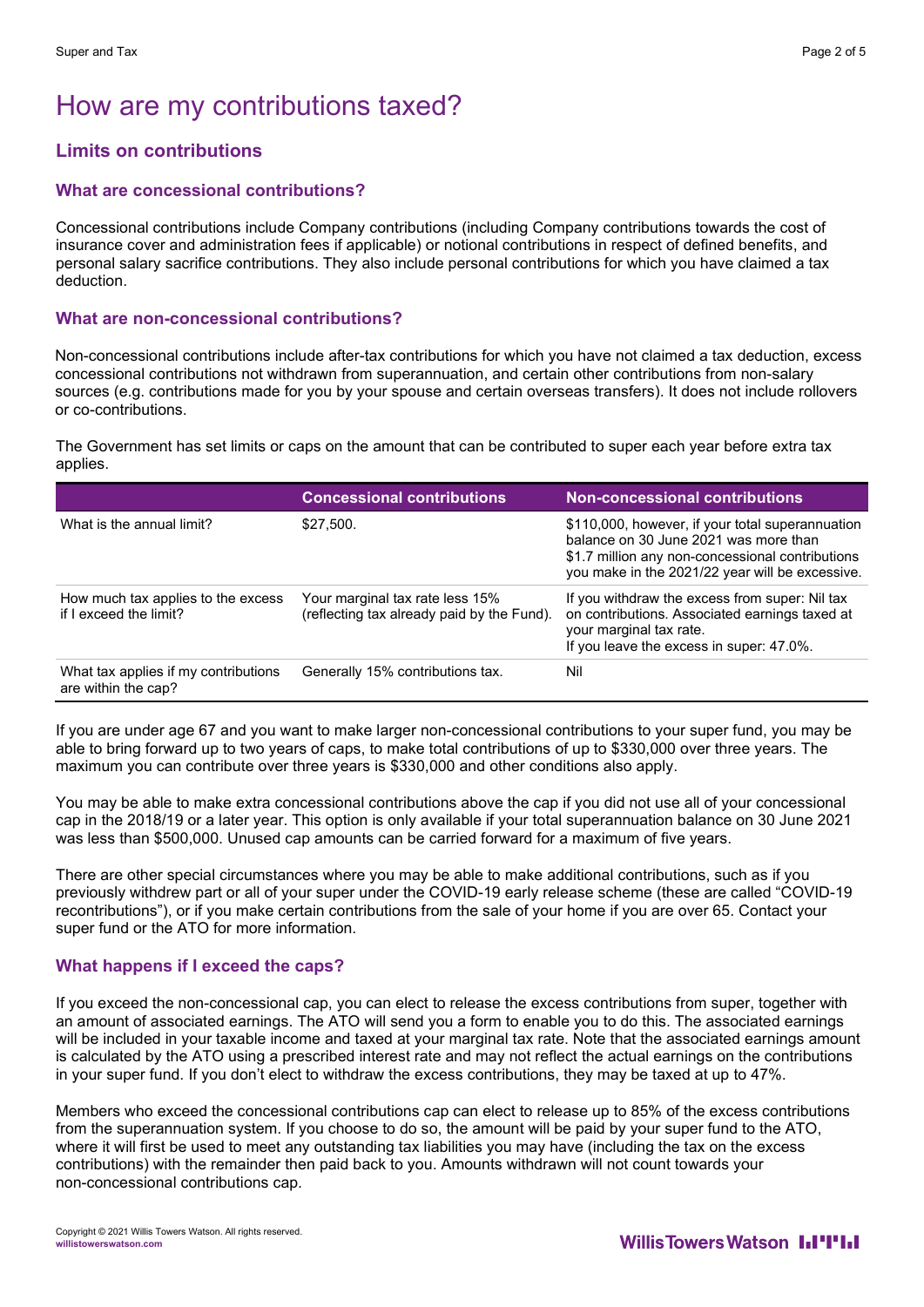# How are my contributions taxed?

## Limits on contributions

### What are concessional contributions?

Concessional contributions include Company contributions (including Company contributions towards the cost of insurance cover and administration fees if applicable) or notional contributions in respect of defined benefits, and personal salary sacrifice contributions. They also include personal contributions for which you have claimed a tax deduction.

### What are non-concessional contributions?

Non-concessional contributions include after-tax contributions for which you have not claimed a tax deduction, excess concessional contributions not withdrawn from superannuation, and certain other contributions from non-salary sources (e.g. contributions made for you by your spouse and certain overseas transfers). It does not include rollovers or co-contributions.

The Government has set limits or caps on the amount that can be contributed to super each year before extra tax applies.

| | Concessional contributions | Non-concessional contributions |
|---|---|---|
| What is the annual limit? | $27,500. | $110,000, however, if your total superannuation balance on 30 June 2021 was more than $1.7 million any non-concessional contributions you make in the 2021/22 year will be excessive. |
| How much tax applies to the excess if I exceed the limit? | Your marginal tax rate less 15% (reflecting tax already paid by the Fund). | If you withdraw the excess from super: Nil tax on contributions. Associated earnings taxed at your marginal tax rate.<br>If you leave the excess in super: 47.0%. |
| What tax applies if my contributions are within the cap? | Generally 15% contributions tax. | Nil |

If you are under age 67 and you want to make larger non-concessional contributions to your super fund, you may be able to bring forward up to two years of caps, to make total contributions of up to $330,000 over three years. The maximum you can contribute over three years is $330,000 and other conditions also apply.

You may be able to make extra concessional contributions above the cap if you did not use all of your concessional cap in the 2018/19 or a later year. This option is only available if your total superannuation balance on 30 June 2021 was less than $500,000. Unused cap amounts can be carried forward for a maximum of five years.

There are other special circumstances where you may be able to make additional contributions, such as if you previously withdrew part or all of your super under the COVID-19 early release scheme (these are called "COVID-19 recontributions"), or if you make certain contributions from the sale of your home if you are over 65. Contact your super fund or the ATO for more information.

### What happens if I exceed the caps?

If you exceed the non-concessional cap, you can elect to release the excess contributions from super, together with an amount of associated earnings. The ATO will send you a form to enable you to do this. The associated earnings will be included in your taxable income and taxed at your marginal tax rate. Note that the associated earnings amount is calculated by the ATO using a prescribed interest rate and may not reflect the actual earnings on the contributions in your super fund. If you don't elect to withdraw the excess contributions, they may be taxed at up to 47%.

Members who exceed the concessional contributions cap can elect to release up to 85% of the excess contributions from the superannuation system. If you choose to do so, the amount will be paid by your super fund to the ATO, where it will first be used to meet any outstanding tax liabilities you may have (including the tax on the excess contributions) with the remainder then paid back to you. Amounts withdrawn will not count towards your non-concessional contributions cap.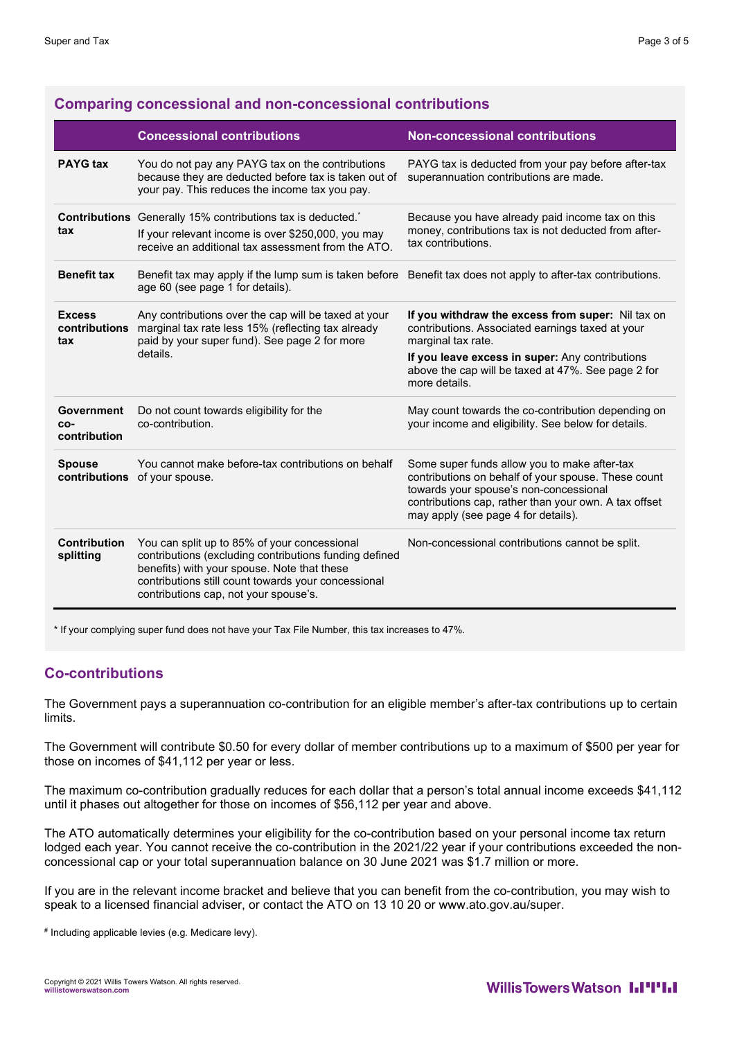## Comparing concessional and non-concessional contributions

| | Concessional contributions | Non-concessional contributions |
|---|---|---|
| **PAYG tax** | You do not pay any PAYG tax on the contributions because they are deducted before tax is taken out of your pay. This reduces the income tax you pay. | PAYG tax is deducted from your pay before after-tax superannuation contributions are made. |
| **Contributions tax** | Generally 15% contributions tax is deducted.* If your relevant income is over $250,000, you may receive an additional tax assessment from the ATO. | Because you have already paid income tax on this money, contributions tax is not deducted from after-tax contributions. |
| **Benefit tax** | Benefit tax may apply if the lump sum is taken before age 60 (see page 1 for details). | Benefit tax does not apply to after-tax contributions. |
| **Excess contributions tax** | Any contributions over the cap will be taxed at your marginal tax rate less 15% (reflecting tax already paid by your super fund). See page 2 for more details. | **If you withdraw the excess from super:** Nil tax on contributions. Associated earnings taxed at your marginal tax rate. **If you leave excess in super:** Any contributions above the cap will be taxed at 47%. See page 2 for more details. |
| **Government co-contribution** | Do not count towards eligibility for the co-contribution. | May count towards the co-contribution depending on your income and eligibility. See below for details. |
| **Spouse contributions** | You cannot make before-tax contributions on behalf of your spouse. | Some super funds allow you to make after-tax contributions on behalf of your spouse. These count towards your spouse's non-concessional contributions cap, rather than your own. A tax offset may apply (see page 4 for details). |
| **Contribution splitting** | You can split up to 85% of your concessional contributions (excluding contributions funding defined benefits) with your spouse. Note that these contributions still count towards your concessional contributions cap, not your spouse's. | Non-concessional contributions cannot be split. |

* If your complying super fund does not have your Tax File Number, this tax increases to 47%.

## Co-contributions

The Government pays a superannuation co-contribution for an eligible member's after-tax contributions up to certain limits.

The Government will contribute $0.50 for every dollar of member contributions up to a maximum of $500 per year for those on incomes of $41,112 per year or less.

The maximum co-contribution gradually reduces for each dollar that a person's total annual income exceeds $41,112 until it phases out altogether for those on incomes of $56,112 per year and above.

The ATO automatically determines your eligibility for the co-contribution based on your personal income tax return lodged each year. You cannot receive the co-contribution in the 2021/22 year if your contributions exceeded the non-concessional cap or your total superannuation balance on 30 June 2021 was $1.7 million or more.

If you are in the relevant income bracket and believe that you can benefit from the co-contribution, you may wish to speak to a licensed financial adviser, or contact the ATO on 13 10 20 or www.ato.gov.au/super.

# Including applicable levies (e.g. Medicare levy).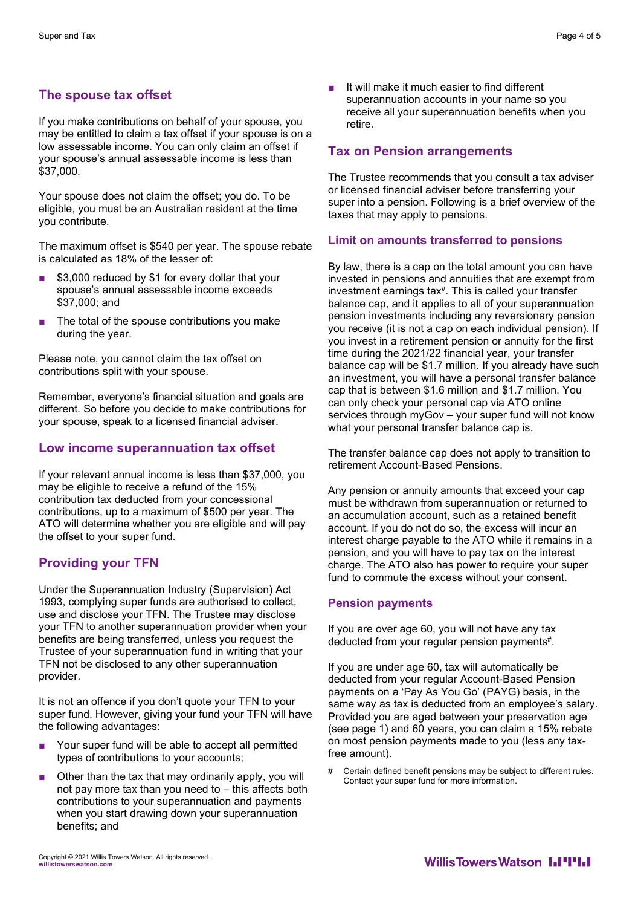## The spouse tax offset

If you make contributions on behalf of your spouse, you may be entitled to claim a tax offset if your spouse is on a low assessable income. You can only claim an offset if your spouse's annual assessable income is less than $37,000.

Your spouse does not claim the offset; you do. To be eligible, you must be an Australian resident at the time you contribute.

The maximum offset is $540 per year. The spouse rebate is calculated as 18% of the lesser of:

- $3,000 reduced by $1 for every dollar that your spouse's annual assessable income exceeds $37,000; and
- The total of the spouse contributions you make during the year.

Please note, you cannot claim the tax offset on contributions split with your spouse.

Remember, everyone's financial situation and goals are different. So before you decide to make contributions for your spouse, speak to a licensed financial adviser.

## Low income superannuation tax offset

If your relevant annual income is less than $37,000, you may be eligible to receive a refund of the 15% contribution tax deducted from your concessional contributions, up to a maximum of $500 per year. The ATO will determine whether you are eligible and will pay the offset to your super fund.

## Providing your TFN

Under the Superannuation Industry (Supervision) Act 1993, complying super funds are authorised to collect, use and disclose your TFN. The Trustee may disclose your TFN to another superannuation provider when your benefits are being transferred, unless you request the Trustee of your superannuation fund in writing that your TFN not be disclosed to any other superannuation provider.

It is not an offence if you don't quote your TFN to your super fund. However, giving your fund your TFN will have the following advantages:

- Your super fund will be able to accept all permitted types of contributions to your accounts;
- Other than the tax that may ordinarily apply, you will not pay more tax than you need to – this affects both contributions to your superannuation and payments when you start drawing down your superannuation benefits; and
- It will make it much easier to find different superannuation accounts in your name so you receive all your superannuation benefits when you retire.

## Tax on Pension arrangements

The Trustee recommends that you consult a tax adviser or licensed financial adviser before transferring your super into a pension. Following is a brief overview of the taxes that may apply to pensions.

### Limit on amounts transferred to pensions

By law, there is a cap on the total amount you can have invested in pensions and annuities that are exempt from investment earnings tax#. This is called your transfer balance cap, and it applies to all of your superannuation pension investments including any reversionary pension you receive (it is not a cap on each individual pension). If you invest in a retirement pension or annuity for the first time during the 2021/22 financial year, your transfer balance cap will be $1.7 million. If you already have such an investment, you will have a personal transfer balance cap that is between $1.6 million and $1.7 million. You can only check your personal cap via ATO online services through myGov – your super fund will not know what your personal transfer balance cap is.

The transfer balance cap does not apply to transition to retirement Account-Based Pensions.

Any pension or annuity amounts that exceed your cap must be withdrawn from superannuation or returned to an accumulation account, such as a retained benefit account. If you do not do so, the excess will incur an interest charge payable to the ATO while it remains in a pension, and you will have to pay tax on the interest charge. The ATO also has power to require your super fund to commute the excess without your consent.

### Pension payments

If you are over age 60, you will not have any tax deducted from your regular pension payments#.

If you are under age 60, tax will automatically be deducted from your regular Account-Based Pension payments on a 'Pay As You Go' (PAYG) basis, in the same way as tax is deducted from an employee's salary. Provided you are aged between your preservation age (see page 1) and 60 years, you can claim a 15% rebate on most pension payments made to you (less any tax-free amount).

# Certain defined benefit pensions may be subject to different rules. Contact your super fund for more information.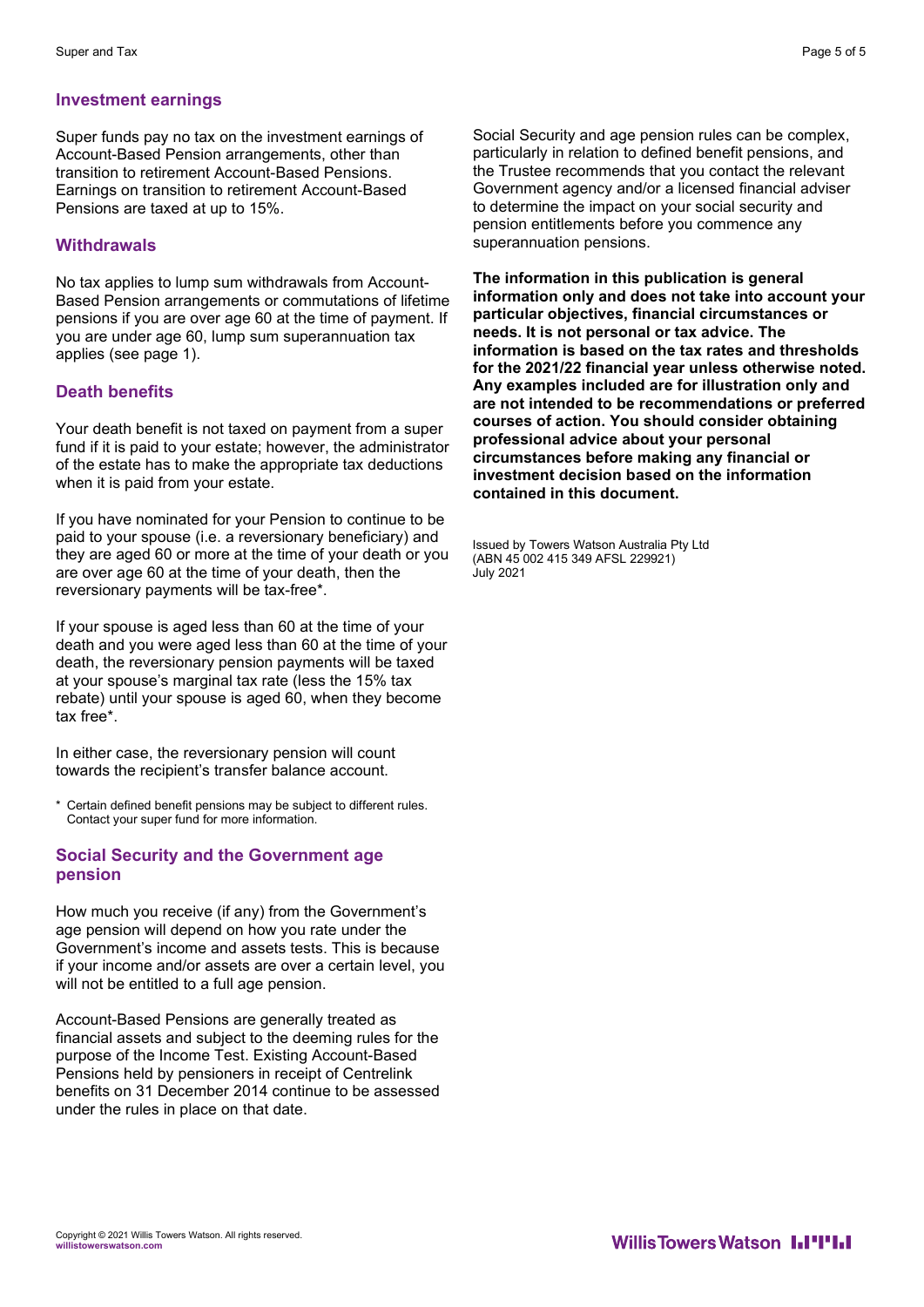## Investment earnings

Super funds pay no tax on the investment earnings of Account-Based Pension arrangements, other than transition to retirement Account-Based Pensions. Earnings on transition to retirement Account-Based Pensions are taxed at up to 15%.

## Withdrawals

No tax applies to lump sum withdrawals from Account-Based Pension arrangements or commutations of lifetime pensions if you are over age 60 at the time of payment. If you are under age 60, lump sum superannuation tax applies (see page 1).

## Death benefits

Your death benefit is not taxed on payment from a super fund if it is paid to your estate; however, the administrator of the estate has to make the appropriate tax deductions when it is paid from your estate.

If you have nominated for your Pension to continue to be paid to your spouse (i.e. a reversionary beneficiary) and they are aged 60 or more at the time of your death or you are over age 60 at the time of your death, then the reversionary payments will be tax-free*.

If your spouse is aged less than 60 at the time of your death and you were aged less than 60 at the time of your death, the reversionary pension payments will be taxed at your spouse's marginal tax rate (less the 15% tax rebate) until your spouse is aged 60, when they become tax free*.

In either case, the reversionary pension will count towards the recipient's transfer balance account.

\* Certain defined benefit pensions may be subject to different rules. Contact your super fund for more information.

## Social Security and the Government age pension

How much you receive (if any) from the Government's age pension will depend on how you rate under the Government's income and assets tests. This is because if your income and/or assets are over a certain level, you will not be entitled to a full age pension.

Account-Based Pensions are generally treated as financial assets and subject to the deeming rules for the purpose of the Income Test. Existing Account-Based Pensions held by pensioners in receipt of Centrelink benefits on 31 December 2014 continue to be assessed under the rules in place on that date.

Social Security and age pension rules can be complex, particularly in relation to defined benefit pensions, and the Trustee recommends that you contact the relevant Government agency and/or a licensed financial adviser to determine the impact on your social security and pension entitlements before you commence any superannuation pensions.

**The information in this publication is general information only and does not take into account your particular objectives, financial circumstances or needs. It is not personal or tax advice. The information is based on the tax rates and thresholds for the 2021/22 financial year unless otherwise noted. Any examples included are for illustration only and are not intended to be recommendations or preferred courses of action. You should consider obtaining professional advice about your personal circumstances before making any financial or investment decision based on the information contained in this document.**

Issued by Towers Watson Australia Pty Ltd
(ABN 45 002 415 349 AFSL 229921)
July 2021

Copyright © 2021 Willis Towers Watson. All rights reserved.
willistowerswatson.com